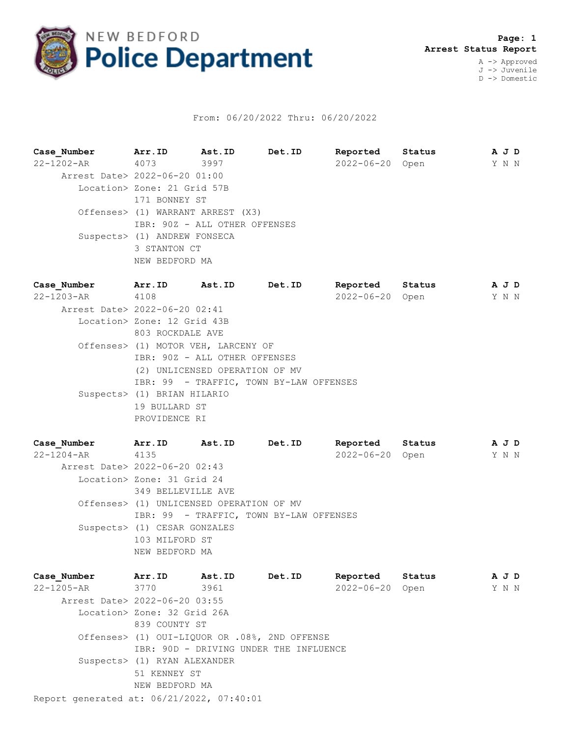# NEW BEDFORD Police Department

**Page: 1**
**Arrest Status Report**

A -> Approved
J -> Juvenile
D -> Domestic

From: 06/20/2022 Thru: 06/20/2022

| Case_Number | Arr.ID | Ast.ID | Det.ID | Reported | Status | A J D |
|---|---|---|---|---|---|---|
| 22-1202-AR | 4073 | 3997 | | 2022-06-20 | Open | Y N N |

Arrest Date> 2022-06-20 01:00
Location> Zone: 21 Grid 57B
171 BONNEY ST
Offenses> (1) WARRANT ARREST (X3)
IBR: 90Z - ALL OTHER OFFENSES
Suspects> (1) ANDREW FONSECA
3 STANTON CT
NEW BEDFORD MA

| Case_Number | Arr.ID | Ast.ID | Det.ID | Reported | Status | A J D |
|---|---|---|---|---|---|---|
| 22-1203-AR | 4108 | | | 2022-06-20 | Open | Y N N |

Arrest Date> 2022-06-20 02:41
Location> Zone: 12 Grid 43B
803 ROCKDALE AVE
Offenses> (1) MOTOR VEH, LARCENY OF
IBR: 90Z - ALL OTHER OFFENSES
(2) UNLICENSED OPERATION OF MV
IBR: 99 - TRAFFIC, TOWN BY-LAW OFFENSES
Suspects> (1) BRIAN HILARIO
19 BULLARD ST
PROVIDENCE RI

| Case_Number | Arr.ID | Ast.ID | Det.ID | Reported | Status | A J D |
|---|---|---|---|---|---|---|
| 22-1204-AR | 4135 | | | 2022-06-20 | Open | Y N N |

Arrest Date> 2022-06-20 02:43
Location> Zone: 31 Grid 24
349 BELLEVILLE AVE
Offenses> (1) UNLICENSED OPERATION OF MV
IBR: 99 - TRAFFIC, TOWN BY-LAW OFFENSES
Suspects> (1) CESAR GONZALES
103 MILFORD ST
NEW BEDFORD MA

| Case_Number | Arr.ID | Ast.ID | Det.ID | Reported | Status | A J D |
|---|---|---|---|---|---|---|
| 22-1205-AR | 3770 | 3961 | | 2022-06-20 | Open | Y N N |

Arrest Date> 2022-06-20 03:55
Location> Zone: 32 Grid 26A
839 COUNTY ST
Offenses> (1) OUI-LIQUOR OR .08%, 2ND OFFENSE
IBR: 90D - DRIVING UNDER THE INFLUENCE
Suspects> (1) RYAN ALEXANDER
51 KENNEY ST
NEW BEDFORD MA

Report generated at: 06/21/2022, 07:40:01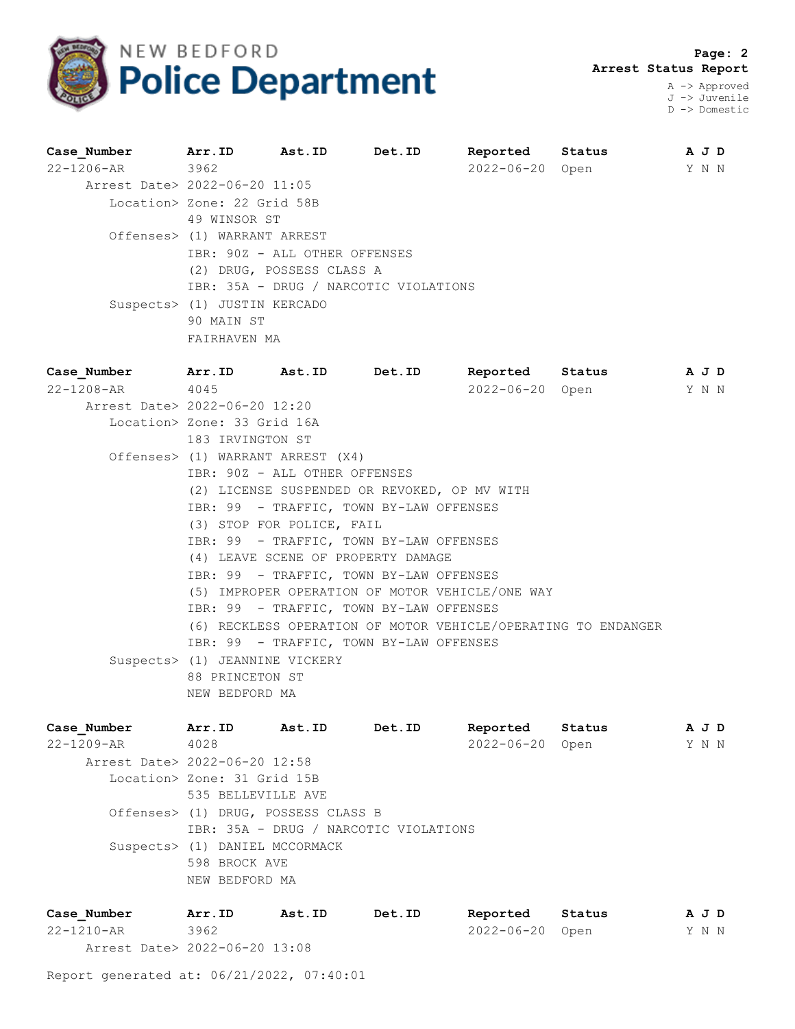# NEW BEDFORD Police Department

**Arrest Status Report**

A -> Approved
J -> Juvenile
D -> Domestic

| Case_Number | Arr.ID | Ast.ID | Det.ID | Reported | Status | A J D |
|---|---|---|---|---|---|---|
| 22-1206-AR | 3962 | | | 2022-06-20 | Open | Y N N |

Arrest Date> 2022-06-20 11:05
Location> Zone: 22 Grid 58B
49 WINSOR ST
Offenses> (1) WARRANT ARREST
IBR: 90Z - ALL OTHER OFFENSES
(2) DRUG, POSSESS CLASS A
IBR: 35A - DRUG / NARCOTIC VIOLATIONS
Suspects> (1) JUSTIN KERCADO
90 MAIN ST
FAIRHAVEN MA

| Case_Number | Arr.ID | Ast.ID | Det.ID | Reported | Status | A J D |
|---|---|---|---|---|---|---|
| 22-1208-AR | 4045 | | | 2022-06-20 | Open | Y N N |

Arrest Date> 2022-06-20 12:20
Location> Zone: 33 Grid 16A
183 IRVINGTON ST
Offenses> (1) WARRANT ARREST (X4)
IBR: 90Z - ALL OTHER OFFENSES
(2) LICENSE SUSPENDED OR REVOKED, OP MV WITH
IBR: 99 - TRAFFIC, TOWN BY-LAW OFFENSES
(3) STOP FOR POLICE, FAIL
IBR: 99 - TRAFFIC, TOWN BY-LAW OFFENSES
(4) LEAVE SCENE OF PROPERTY DAMAGE
IBR: 99 - TRAFFIC, TOWN BY-LAW OFFENSES
(5) IMPROPER OPERATION OF MOTOR VEHICLE/ONE WAY
IBR: 99 - TRAFFIC, TOWN BY-LAW OFFENSES
(6) RECKLESS OPERATION OF MOTOR VEHICLE/OPERATING TO ENDANGER
IBR: 99 - TRAFFIC, TOWN BY-LAW OFFENSES
Suspects> (1) JEANNINE VICKERY
88 PRINCETON ST
NEW BEDFORD MA

| Case_Number | Arr.ID | Ast.ID | Det.ID | Reported | Status | A J D |
|---|---|---|---|---|---|---|
| 22-1209-AR | 4028 | | | 2022-06-20 | Open | Y N N |

Arrest Date> 2022-06-20 12:58
Location> Zone: 31 Grid 15B
535 BELLEVILLE AVE
Offenses> (1) DRUG, POSSESS CLASS B
IBR: 35A - DRUG / NARCOTIC VIOLATIONS
Suspects> (1) DANIEL MCCORMACK
598 BROCK AVE
NEW BEDFORD MA

| Case_Number | Arr.ID | Ast.ID | Det.ID | Reported | Status | A J D |
|---|---|---|---|---|---|---|
| 22-1210-AR | 3962 | | | 2022-06-20 | Open | Y N N |

Arrest Date> 2022-06-20 13:08

Report generated at: 06/21/2022, 07:40:01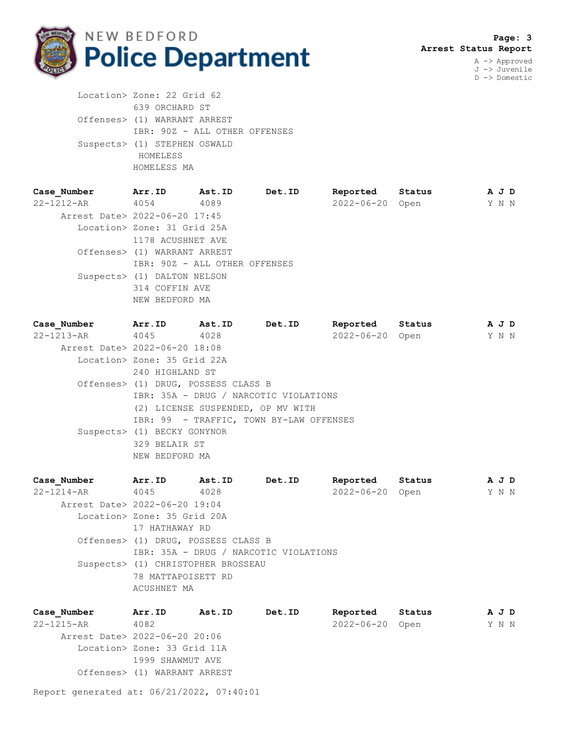Location> Zone: 22 Grid 62
639 ORCHARD ST
Offenses> (1) WARRANT ARREST
IBR: 90Z - ALL OTHER OFFENSES
Suspects> (1) STEPHEN OSWALD
HOMELESS
HOMELESS MA

| Case_Number | Arr.ID | Ast.ID | Det.ID | Reported | Status | A J D |
|---|---|---|---|---|---|---|
| 22-1212-AR | 4054 | 4089 | | 2022-06-20 | Open | Y N N |

Arrest Date> 2022-06-20 17:45
Location> Zone: 31 Grid 25A
1178 ACUSHNET AVE
Offenses> (1) WARRANT ARREST
IBR: 90Z - ALL OTHER OFFENSES
Suspects> (1) DALTON NELSON
314 COFFIN AVE
NEW BEDFORD MA

| Case_Number | Arr.ID | Ast.ID | Det.ID | Reported | Status | A J D |
|---|---|---|---|---|---|---|
| 22-1213-AR | 4045 | 4028 | | 2022-06-20 | Open | Y N N |

Arrest Date> 2022-06-20 18:08
Location> Zone: 35 Grid 22A
240 HIGHLAND ST
Offenses> (1) DRUG, POSSESS CLASS B
IBR: 35A - DRUG / NARCOTIC VIOLATIONS
(2) LICENSE SUSPENDED, OP MV WITH
IBR: 99 - TRAFFIC, TOWN BY-LAW OFFENSES
Suspects> (1) BECKY GONYNOR
329 BELAIR ST
NEW BEDFORD MA

| Case_Number | Arr.ID | Ast.ID | Det.ID | Reported | Status | A J D |
|---|---|---|---|---|---|---|
| 22-1214-AR | 4045 | 4028 | | 2022-06-20 | Open | Y N N |

Arrest Date> 2022-06-20 19:04
Location> Zone: 35 Grid 20A
17 HATHAWAY RD
Offenses> (1) DRUG, POSSESS CLASS B
IBR: 35A - DRUG / NARCOTIC VIOLATIONS
Suspects> (1) CHRISTOPHER BROSSEAU
78 MATTAPOISETT RD
ACUSHNET MA

| Case_Number | Arr.ID | Ast.ID | Det.ID | Reported | Status | A J D |
|---|---|---|---|---|---|---|
| 22-1215-AR | 4082 | | | 2022-06-20 | Open | Y N N |

Arrest Date> 2022-06-20 20:06
Location> Zone: 33 Grid 11A
1999 SHAWMUT AVE
Offenses> (1) WARRANT ARREST

Report generated at: 06/21/2022, 07:40:01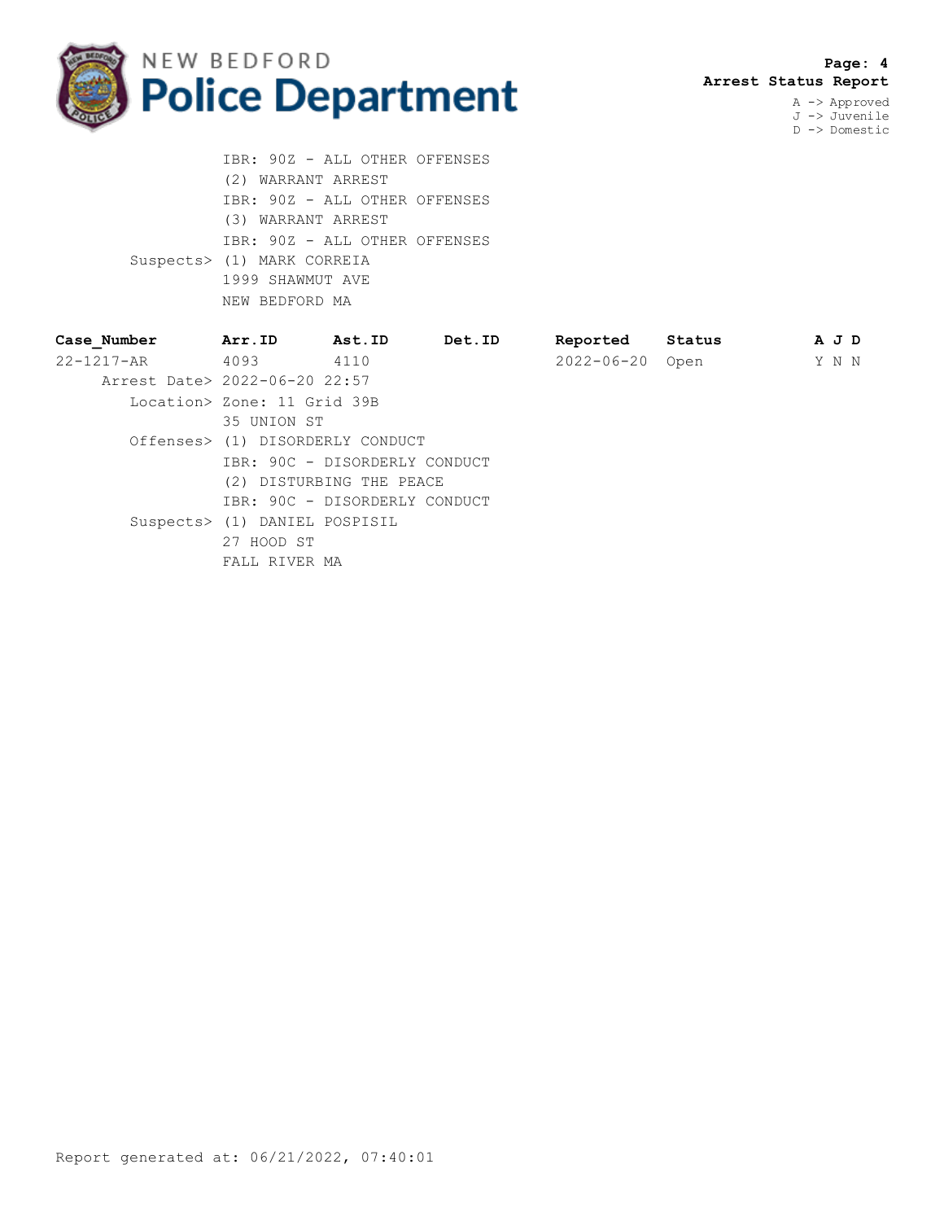**Arrest Status Report**

A -> Approved
J -> Juvenile
D -> Domestic

IBR: 90Z - ALL OTHER OFFENSES
(2) WARRANT ARREST
IBR: 90Z - ALL OTHER OFFENSES
(3) WARRANT ARREST
IBR: 90Z - ALL OTHER OFFENSES

Suspects> (1) MARK CORREIA
1999 SHAWMUT AVE
NEW BEDFORD MA

| Case_Number | Arr.ID | Ast.ID | Det.ID | Reported | Status | A | J | D |
|---|---|---|---|---|---|---|---|---|
| 22-1217-AR | 4093 | 4110 | | 2022-06-20 | Open | Y | N | N |

Arrest Date> 2022-06-20 22:57

Location> Zone: 11 Grid 39B
35 UNION ST

Offenses> (1) DISORDERLY CONDUCT
IBR: 90C - DISORDERLY CONDUCT
(2) DISTURBING THE PEACE
IBR: 90C - DISORDERLY CONDUCT

Suspects> (1) DANIEL POSPISIL
27 HOOD ST
FALL RIVER MA

Report generated at: 06/21/2022, 07:40:01